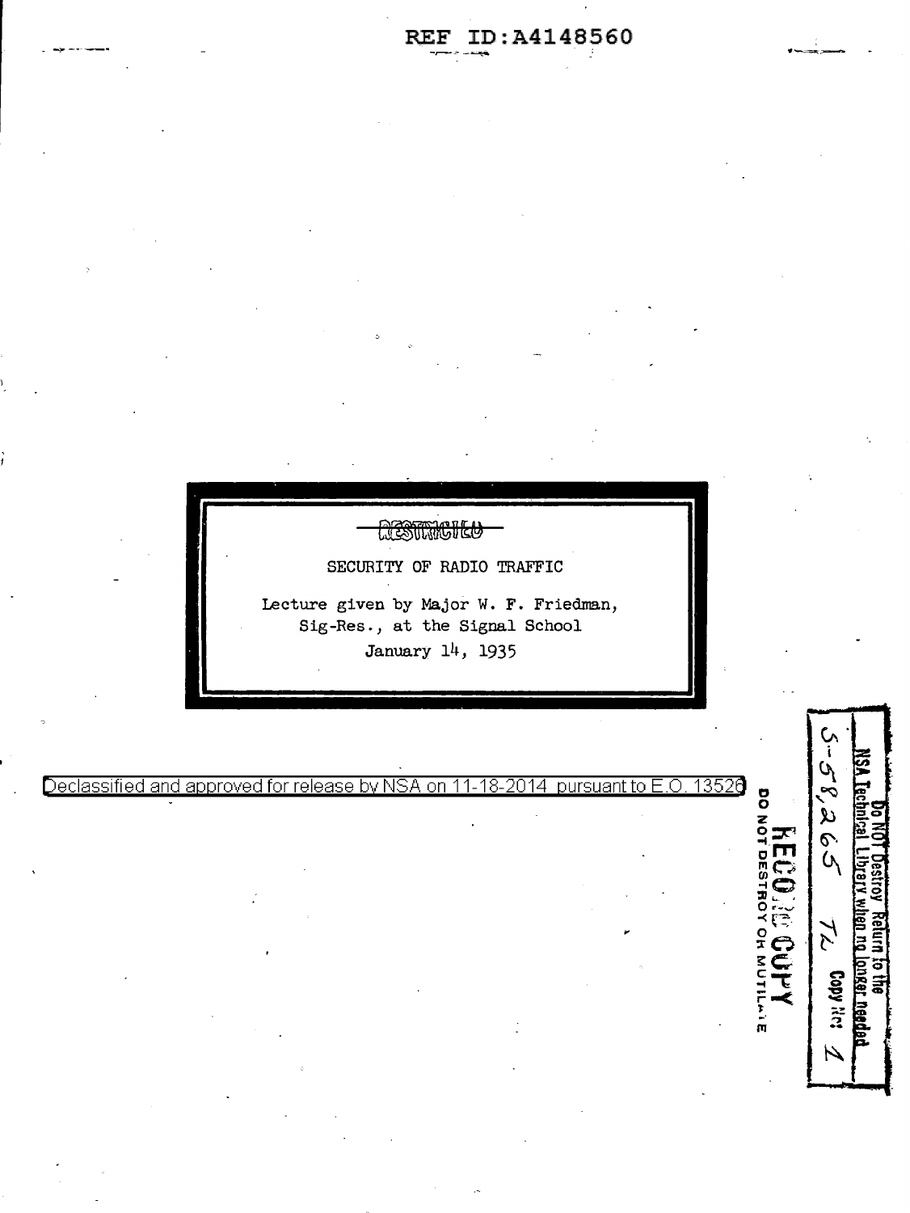REF ID:A4148560

~~RESTRICTED~~

SECURITY OF RADIO TRAFFIC

Lecture given by Major W. F. Friedman, Sig-Res., at the Signal School

January 14, 1935

Declassified and approved for release by NSA on 11-18-2014 pursuant to E.O. 13526

Do NOT Destroy Return to the NSA Technical Library when no longer needed

S-58,265 TL Copy No: 1

RECORD COPY

DO NOT DESTROY OR MUTILATE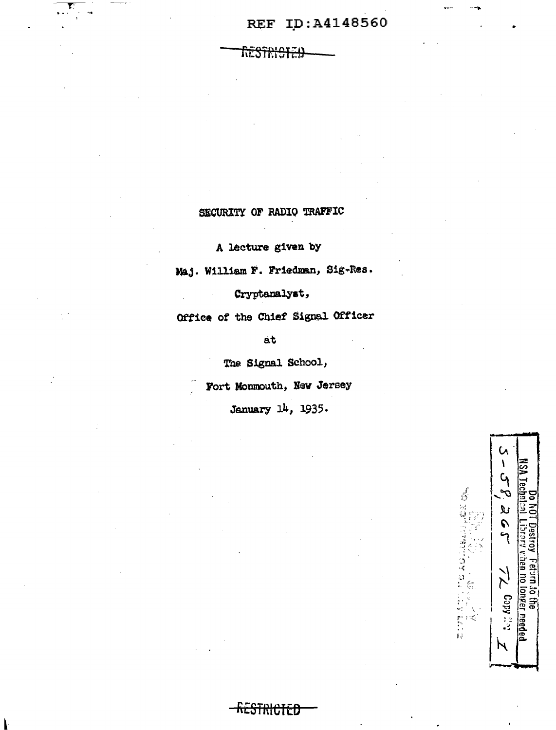REF ID:A4148560

~~RESTRICTED~~

# SECURITY OF RADIO TRAFFIC

A lecture given by

Maj. William F. Friedman, Sig-Res.

Cryptanalyst,

Office of the Chief Signal Officer

at

The Signal School,

Fort Monmouth, New Jersey

January 14, 1935.

Do NOT Destroy Return to the NSA Technical Library when no longer needed

S-58,265 TL Copy No. 1

~~RESTRICTED~~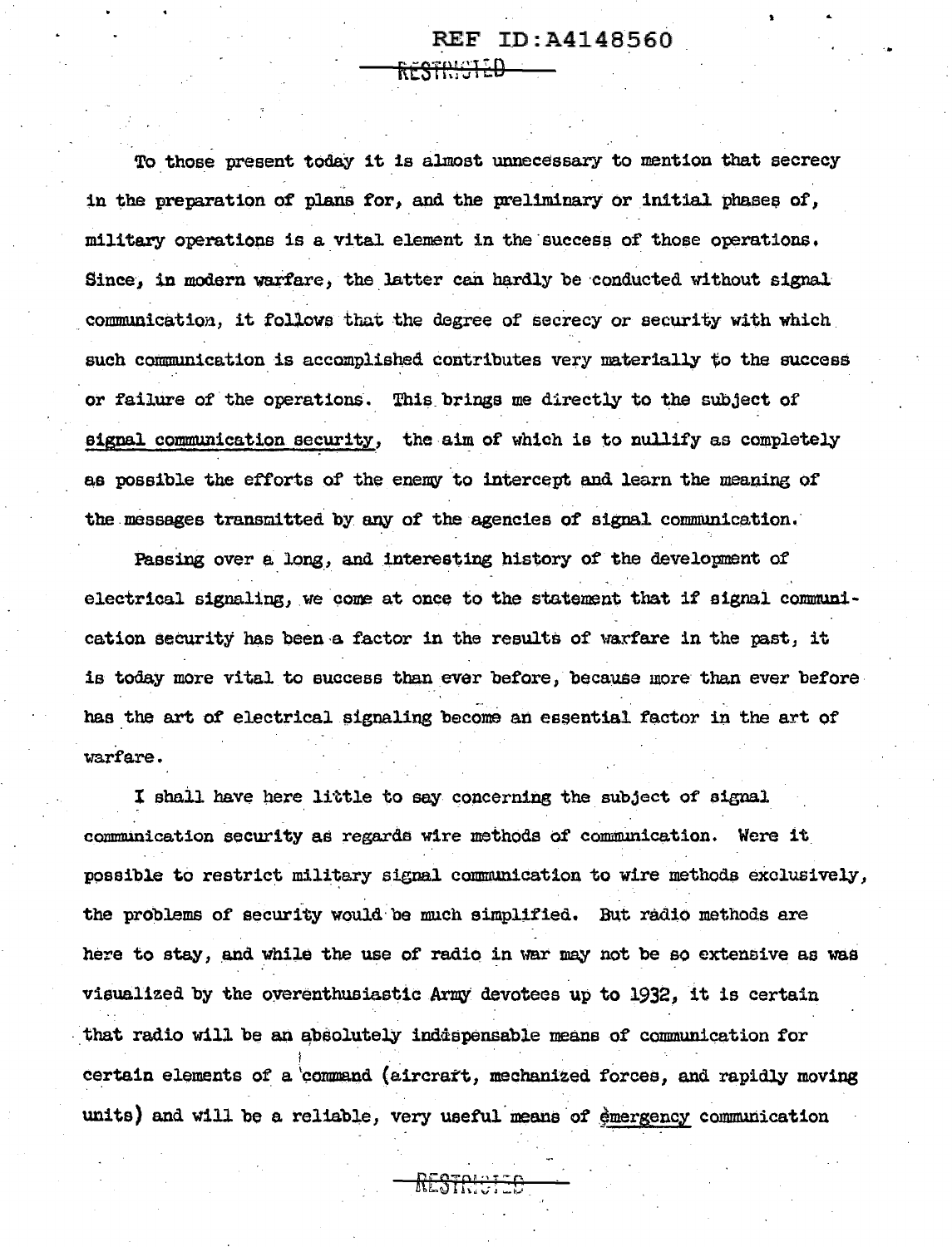To those present today it is almost unnecessary to mention that secrecy in the preparation of plans for, and the preliminary or initial phases of, military operations is a vital element in the success of those operations. Since, in modern warfare, the latter can hardly be conducted without signal communication, it follows that the degree of secrecy or security with which such communication is accomplished contributes very materially to the success or failure of the operations. This brings me directly to the subject of signal communication security, the aim of which is to nullify as completely as possible the efforts of the enemy to intercept and learn the meaning of the messages transmitted by any of the agencies of signal communication.

Passing over a long, and interesting history of the development of electrical signaling, we come at once to the statement that if signal communication security has been a factor in the results of warfare in the past, it is today more vital to success than ever before, because more than ever before has the art of electrical signaling become an essential factor in the art of warfare.

I shall have here little to say concerning the subject of signal communication security as regards wire methods of communication. Were it possible to restrict military signal communication to wire methods exclusively, the problems of security would be much simplified. But radio methods are here to stay, and while the use of radio in war may not be so extensive as was visualized by the overenthusiastic Army devotees up to 1932, it is certain that radio will be an absolutely indispensable means of communication for certain elements of a command (aircraft, mechanized forces, and rapidly moving units) and will be a reliable, very useful means of emergency communication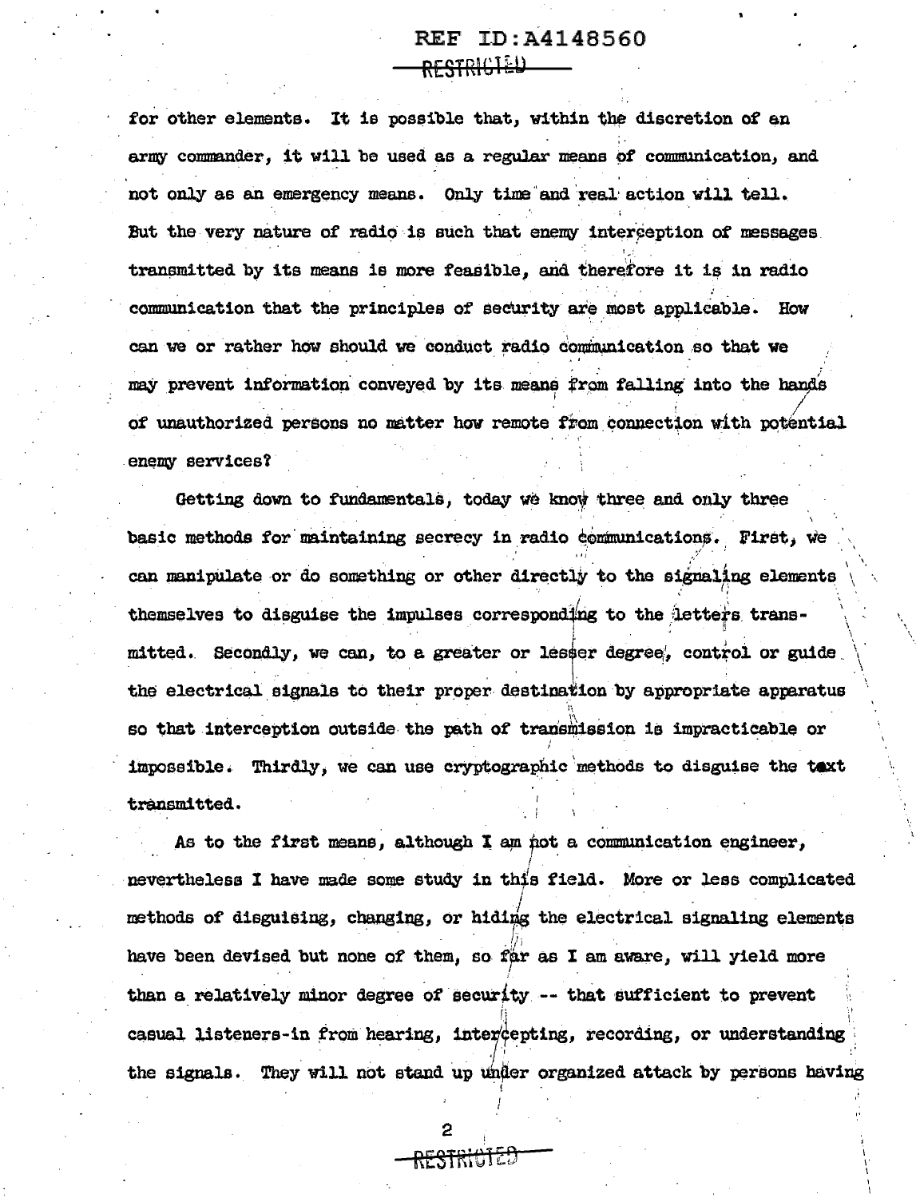for other elements. It is possible that, within the discretion of an army commander, it will be used as a regular means of communication, and not only as an emergency means. Only time and real action will tell. But the very nature of radio is such that enemy interception of messages transmitted by its means is more feasible, and therefore it is in radio communication that the principles of security are most applicable. How can we or rather how should we conduct radio communication so that we may prevent information conveyed by its means from falling into the hands of unauthorized persons no matter how remote from connection with potential enemy services?

Getting down to fundamentals, today we know three and only three basic methods for maintaining secrecy in radio communications. First, we can manipulate or do something or other directly to the signaling elements themselves to disguise the impulses corresponding to the letters transmitted. Secondly, we can, to a greater or lesser degree, control or guide the electrical signals to their proper destination by appropriate apparatus so that interception outside the path of transmission is impracticable or impossible. Thirdly, we can use cryptographic methods to disguise the text transmitted.

As to the first means, although I am not a communication engineer, nevertheless I have made some study in this field. More or less complicated methods of disguising, changing, or hiding the electrical signaling elements have been devised but none of them, so far as I am aware, will yield more than a relatively minor degree of security -- that sufficient to prevent casual listeners-in from hearing, intercepting, recording, or understanding the signals. They will not stand up under organized attack by persons having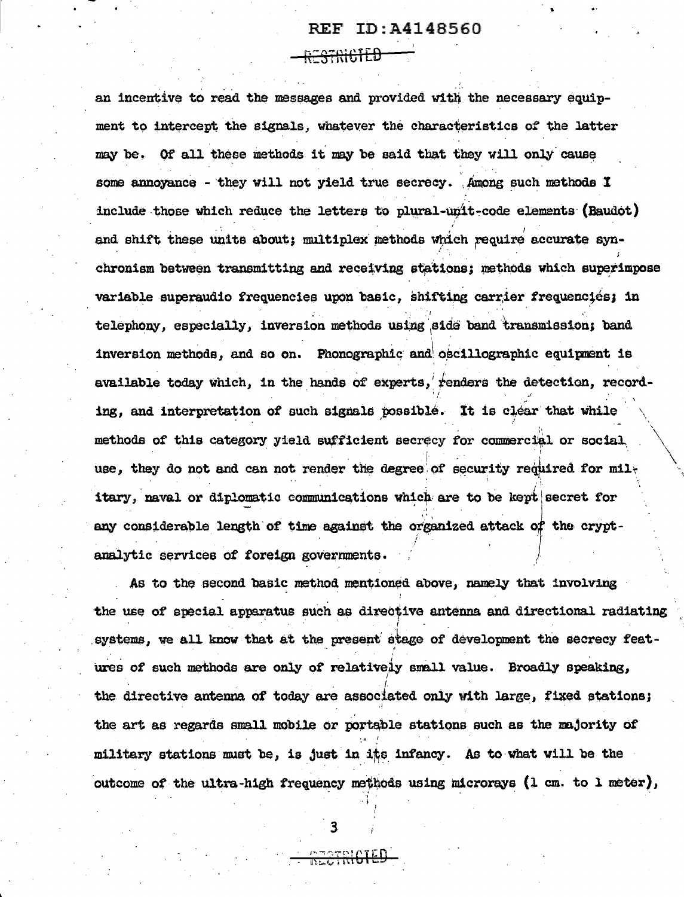an incentive to read the messages and provided with the necessary equipment to intercept the signals, whatever the characteristics of the latter may be. Of all these methods it may be said that they will only cause some annoyance - they will not yield true secrecy. Among such methods I include those which reduce the letters to plural-unit-code elements (Baudot) and shift these units about; multiplex methods which require accurate synchronism between transmitting and receiving stations; methods which superimpose variable superaudio frequencies upon basic, shifting carrier frequencies; in telephony, especially, inversion methods using side band transmission; band inversion methods, and so on. Phonographic and oscillographic equipment is available today which, in the hands of experts, renders the detection, recording, and interpretation of such signals possible. It is clear that while methods of this category yield sufficient secrecy for commercial or social use, they do not and can not render the degree of security required for military, naval or diplomatic communications which are to be kept secret for any considerable length of time against the organized attack of the cryptanalytic services of foreign governments.

As to the second basic method mentioned above, namely that involving the use of special apparatus such as directive antenna and directional radiating systems, we all know that at the present stage of development the secrecy features of such methods are only of relatively small value. Broadly speaking, the directive antenna of today are associated only with large, fixed stations; the art as regards small mobile or portable stations such as the majority of military stations must be, is just in its infancy. As to what will be the outcome of the ultra-high frequency methods using microrays (1 cm. to 1 meter),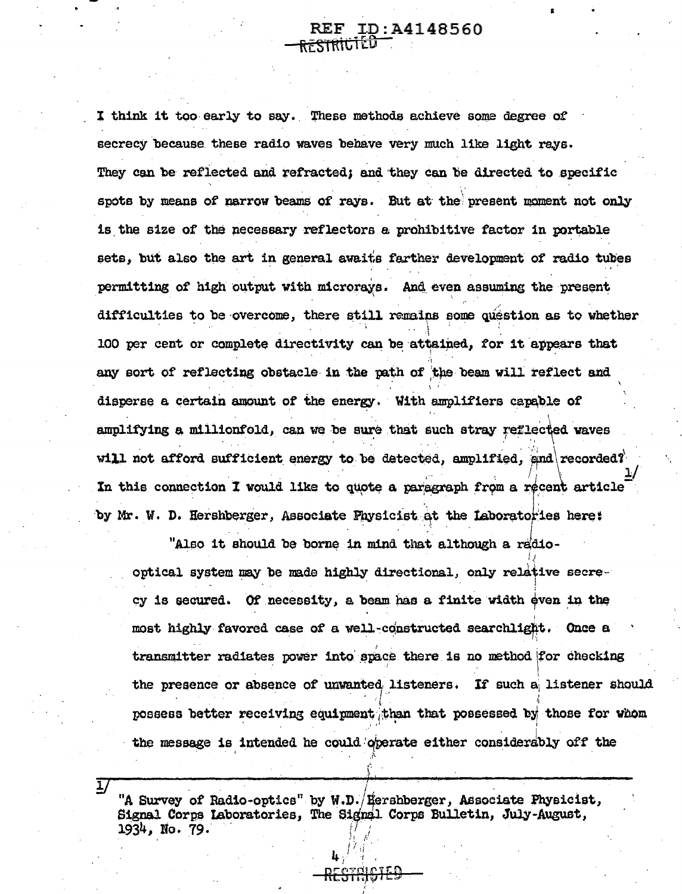I think it too early to say. These methods achieve some degree of secrecy because these radio waves behave very much like light rays. They can be reflected and refracted; and they can be directed to specific spots by means of narrow beams of rays. But at the present moment not only is the size of the necessary reflectors a prohibitive factor in portable sets, but also the art in general awaits farther development of radio tubes permitting of high output with microrays. And even assuming the present difficulties to be overcome, there still remains some question as to whether 100 per cent or complete directivity can be attained, for it appears that any sort of reflecting obstacle in the path of the beam will reflect and disperse a certain amount of the energy. With amplifiers capable of amplifying a millionfold, can we be sure that such stray reflected waves will not afford sufficient energy to be detected, amplified, and recorded? In this connection I would like to quote a paragraph from a recent article[1/] by Mr. W. D. Hershberger, Associate Physicist at the Laboratories here:

> "Also it should be borne in mind that although a radio-optical system may be made highly directional, only relative secrecy is secured. Of necessity, a beam has a finite width even in the most highly favored case of a well-constructed searchlight. Once a transmitter radiates power into space there is no method for checking the presence or absence of unwanted listeners. If such a listener should possess better receiving equipment than that possessed by those for whom the message is intended he could operate either considerably off the

---

1/ "A Survey of Radio-optics" by W.D. Hershberger, Associate Physicist, Signal Corps Laboratories, The Signal Corps Bulletin, July-August, 1934, No. 79.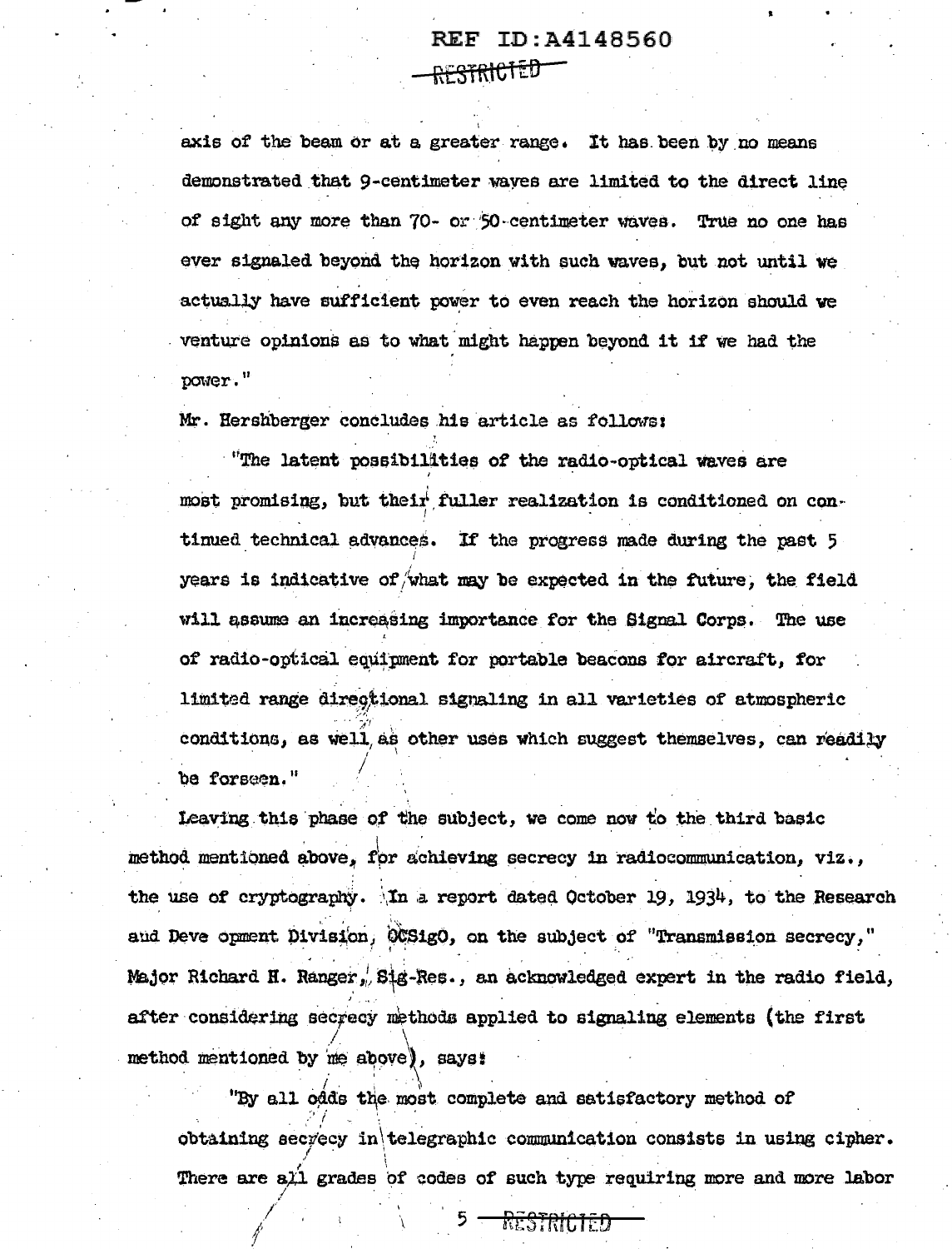axis of the beam or at a greater range. It has been by no means demonstrated that 9-centimeter waves are limited to the direct line of sight any more than 70- or 50-centimeter waves. True no one has ever signaled beyond the horizon with such waves, but not until we actually have sufficient power to even reach the horizon should we venture opinions as to what might happen beyond it if we had the power."

Mr. Hershberger concludes his article as follows:

> "The latent possibilities of the radio-optical waves are most promising, but their fuller realization is conditioned on continued technical advances. If the progress made during the past 5 years is indicative of what may be expected in the future, the field will assume an increasing importance for the Signal Corps. The use of radio-optical equipment for portable beacons for aircraft, for limited range directional signaling in all varieties of atmospheric conditions, as well as other uses which suggest themselves, can readily be forseen."

Leaving this phase of the subject, we come now to the third basic method mentioned above, for achieving secrecy in radiocommunication, viz., the use of cryptography. In a report dated October 19, 1934, to the Research and Deve opment Division, OCSigO, on the subject of "Transmission secrecy," Major Richard H. Ranger, Sig-Res., an acknowledged expert in the radio field, after considering secrecy methods applied to signaling elements (the first method mentioned by me above), says:

> "By all odds the most complete and satisfactory method of obtaining secrecy in telegraphic communication consists in using cipher. There are all grades of codes of such type requiring more and more labor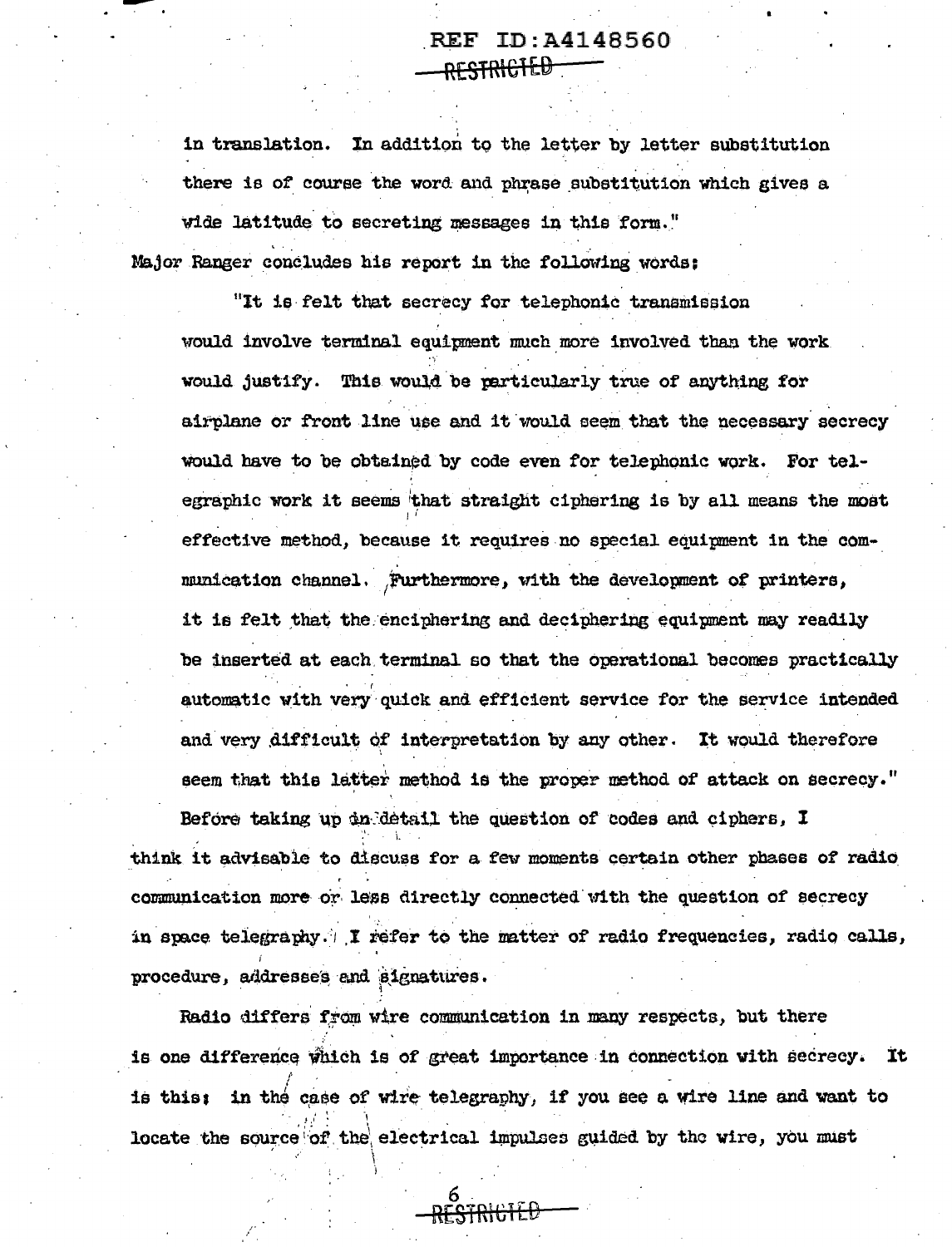in translation. In addition to the letter by letter substitution there is of course the word and phrase substitution which gives a wide latitude to secreting messages in this form."

Major Ranger concludes his report in the following words:

> "It is felt that secrecy for telephonic transmission would involve terminal equipment much more involved than the work would justify. This would be particularly true of anything for airplane or front line use and it would seem that the necessary secrecy would have to be obtained by code even for telephonic work. For telegraphic work it seems that straight ciphering is by all means the most effective method, because it requires no special equipment in the communication channel. Furthermore, with the development of printers, it is felt that the enciphering and deciphering equipment may readily be inserted at each terminal so that the operational becomes practically automatic with very quick and efficient service for the service intended and very difficult of interpretation by any other. It would therefore seem that this latter method is the proper method of attack on secrecy."

Before taking up in detail the question of codes and ciphers, I think it advisable to discuss for a few moments certain other phases of radio communication more or less directly connected with the question of secrecy in space telegraphy. I refer to the matter of radio frequencies, radio calls, procedure, addresses and signatures.

Radio differs from wire communication in many respects, but there is one difference which is of great importance in connection with secrecy. It is this: in the case of wire telegraphy, if you see a wire line and want to locate the source of the electrical impulses guided by the wire, you must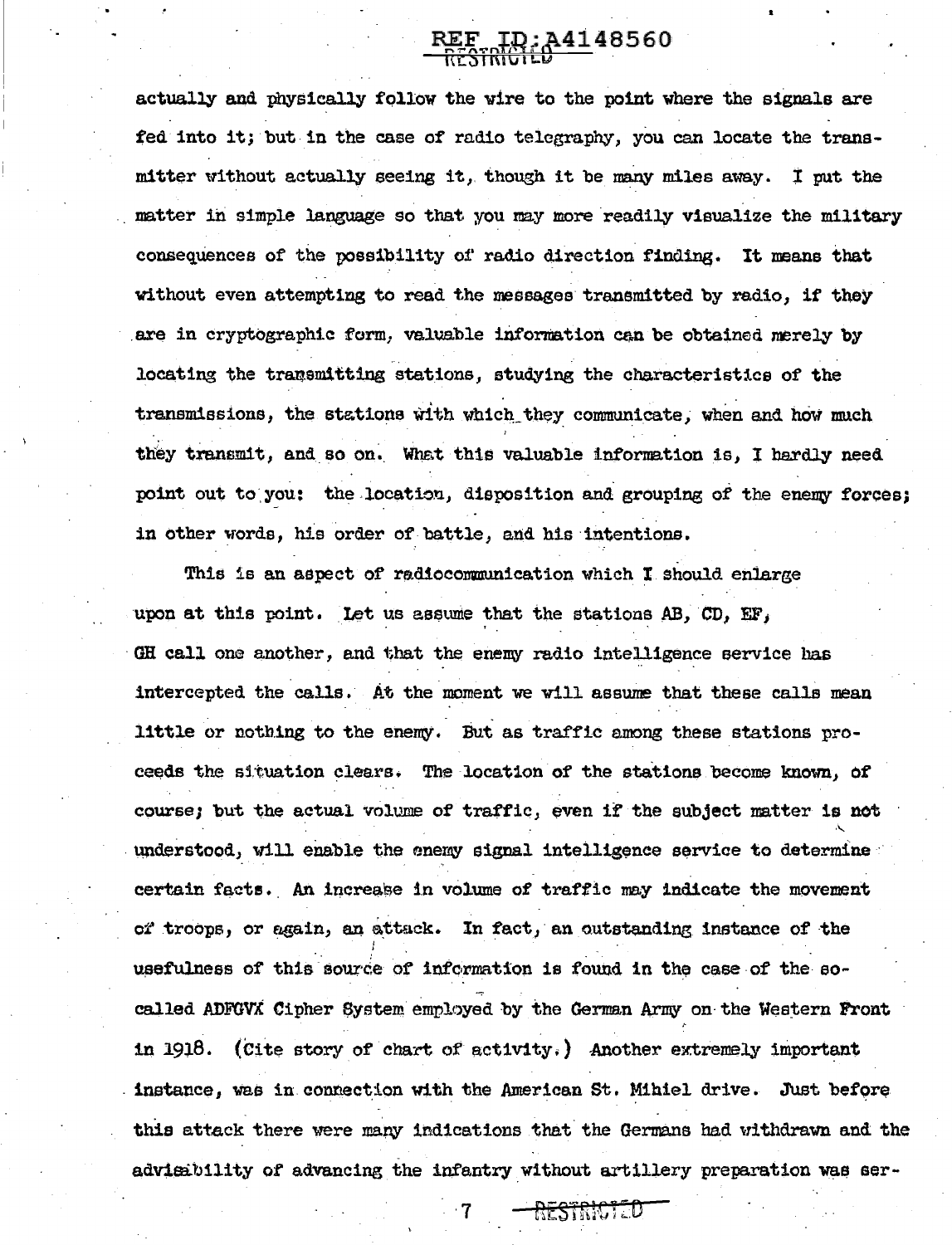actually and physically follow the wire to the point where the signals are fed into it; but in the case of radio telegraphy, you can locate the transmitter without actually seeing it, though it be many miles away. I put the matter in simple language so that you may more readily visualize the military consequences of the possibility of radio direction finding. It means that without even attempting to read the messages transmitted by radio, if they are in cryptographic form, valuable information can be obtained merely by locating the transmitting stations, studying the characteristics of the transmissions, the stations with which they communicate, when and how much they transmit, and so on. What this valuable information is, I hardly need point out to you: the location, disposition and grouping of the enemy forces; in other words, his order of battle, and his intentions.

This is an aspect of radiocommunication which I should enlarge upon at this point. Let us assume that the stations AB, CD, EF, GH call one another, and that the enemy radio intelligence service has intercepted the calls. At the moment we will assume that these calls mean little or nothing to the enemy. But as traffic among these stations proceeds the situation clears. The location of the stations become known, of course; but the actual volume of traffic, even if the subject matter is not understood, will enable the enemy signal intelligence service to determine certain facts. An increase in volume of traffic may indicate the movement of troops, or again, an attack. In fact, an outstanding instance of the usefulness of this source of information is found in the case of the so-called ADFGVX Cipher System employed by the German Army on the Western Front in 1918. (Cite story of chart of activity.) Another extremely important instance, was in connection with the American St. Mihiel drive. Just before this attack there were many indications that the Germans had withdrawn and the advisability of advancing the infantry without artillery preparation was ser-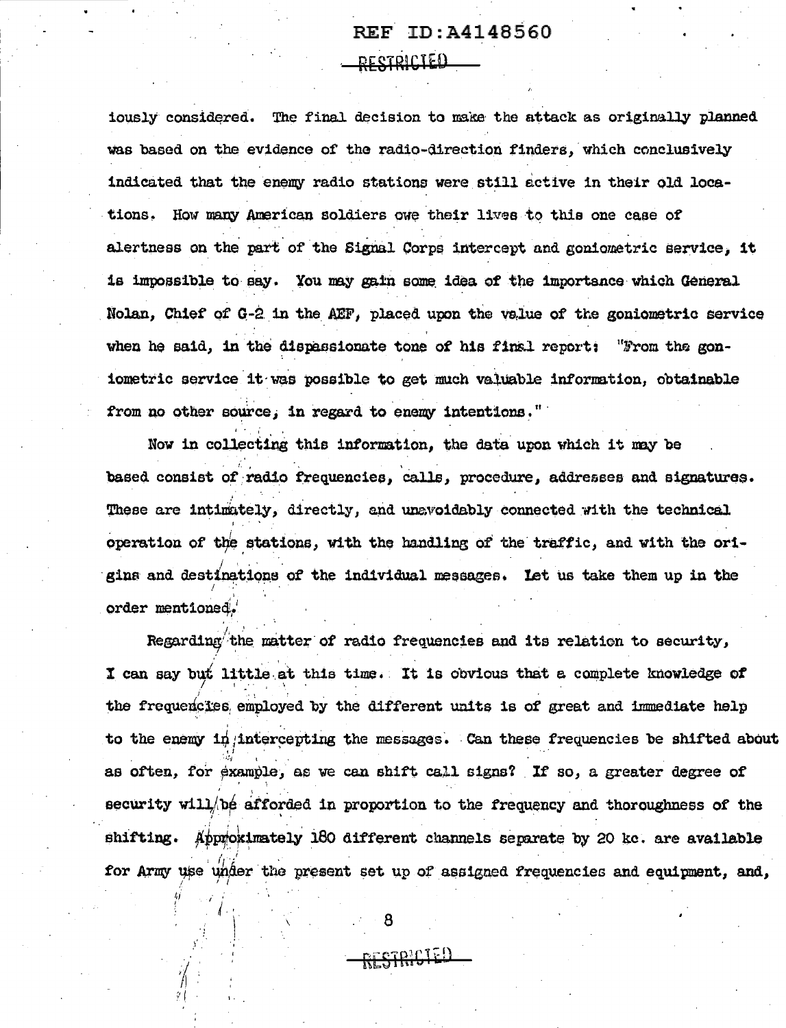iously considered. The final decision to make the attack as originally planned was based on the evidence of the radio-direction finders, which conclusively indicated that the enemy radio stations were still active in their old locations. How many American soldiers owe their lives to this one case of alertness on the part of the Signal Corps intercept and goniometric service, it is impossible to say. You may gain some idea of the importance which General Nolan, Chief of G-2 in the AEF, placed upon the value of the goniometric service when he said, in the dispassionate tone of his final report: "From the goniometric service it was possible to get much valuable information, obtainable from no other source, in regard to enemy intentions."

Now in collecting this information, the data upon which it may be based consist of radio frequencies, calls, procedure, addresses and signatures. These are intimately, directly, and unavoidably connected with the technical operation of the stations, with the handling of the traffic, and with the origins and destinations of the individual messages. Let us take them up in the order mentioned.

Regarding the matter of radio frequencies and its relation to security, I can say but little at this time. It is obvious that a complete knowledge of the frequencies employed by the different units is of great and immediate help to the enemy in intercepting the messages. Can these frequencies be shifted about as often, for example, as we can shift call signs? If so, a greater degree of security will be afforded in proportion to the frequency and thoroughness of the shifting. Approximately 180 different channels separate by 20 kc. are available for Army use under the present set up of assigned frequencies and equipment, and,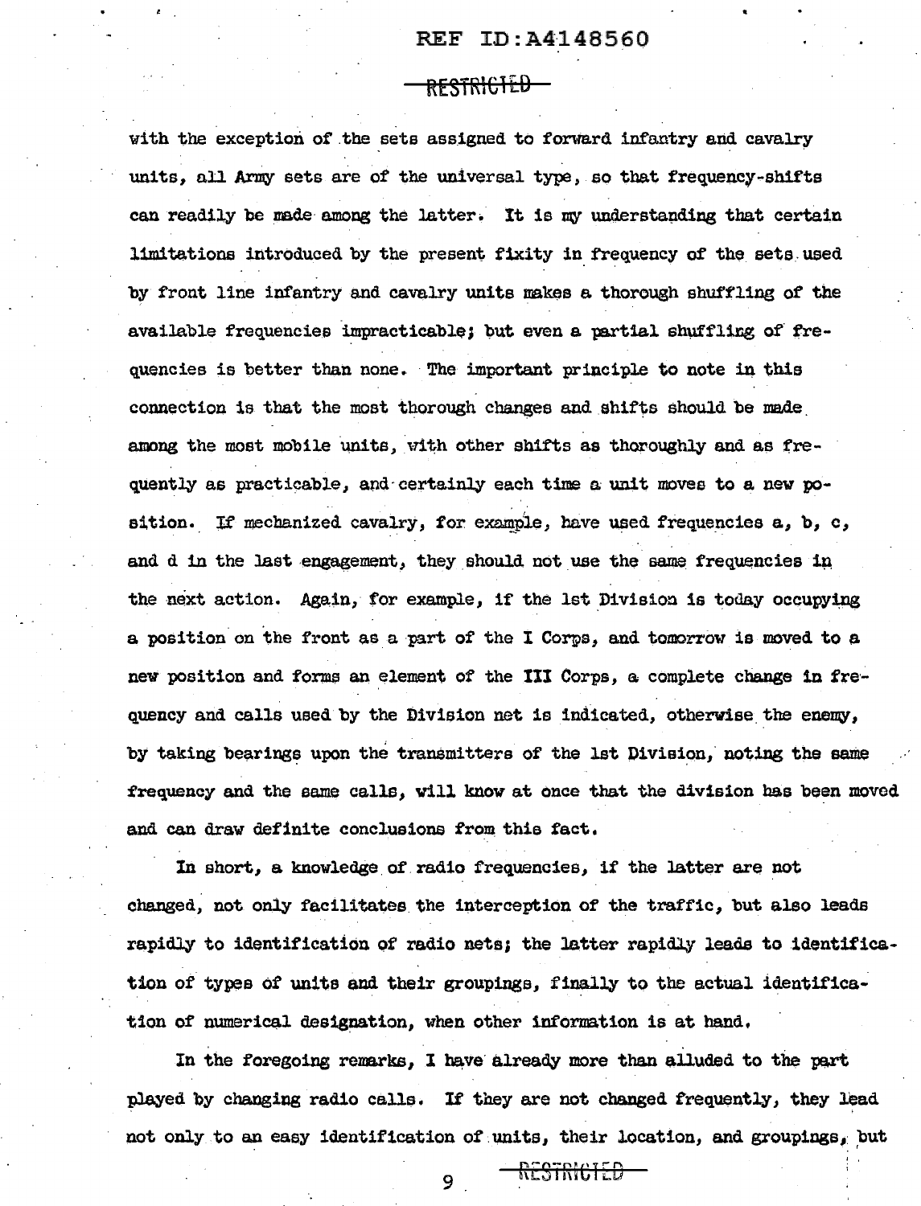with the exception of the sets assigned to forward infantry and cavalry units, all Army sets are of the universal type, so that frequency-shifts can readily be made among the latter. It is my understanding that certain limitations introduced by the present fixity in frequency of the sets used by front line infantry and cavalry units makes a thorough shuffling of the available frequencies impracticable; but even a partial shuffling of frequencies is better than none. The important principle to note in this connection is that the most thorough changes and shifts should be made among the most mobile units, with other shifts as thoroughly and as frequently as practicable, and certainly each time a unit moves to a new position. If mechanized cavalry, for example, have used frequencies a, b, c, and d in the last engagement, they should not use the same frequencies in the next action. Again, for example, if the 1st Division is today occupying a position on the front as a part of the I Corps, and tomorrow is moved to a new position and forms an element of the III Corps, a complete change in frequency and calls used by the Division net is indicated, otherwise the enemy, by taking bearings upon the transmitters of the 1st Division, noting the same frequency and the same calls, will know at once that the division has been moved and can draw definite conclusions from this fact.

In short, a knowledge of radio frequencies, if the latter are not changed, not only facilitates the interception of the traffic, but also leads rapidly to identification of radio nets; the latter rapidly leads to identification of types of units and their groupings, finally to the actual identification of numerical designation, when other information is at hand.

In the foregoing remarks, I have already more than alluded to the part played by changing radio calls. If they are not changed frequently, they lead not only to an easy identification of units, their location, and groupings, but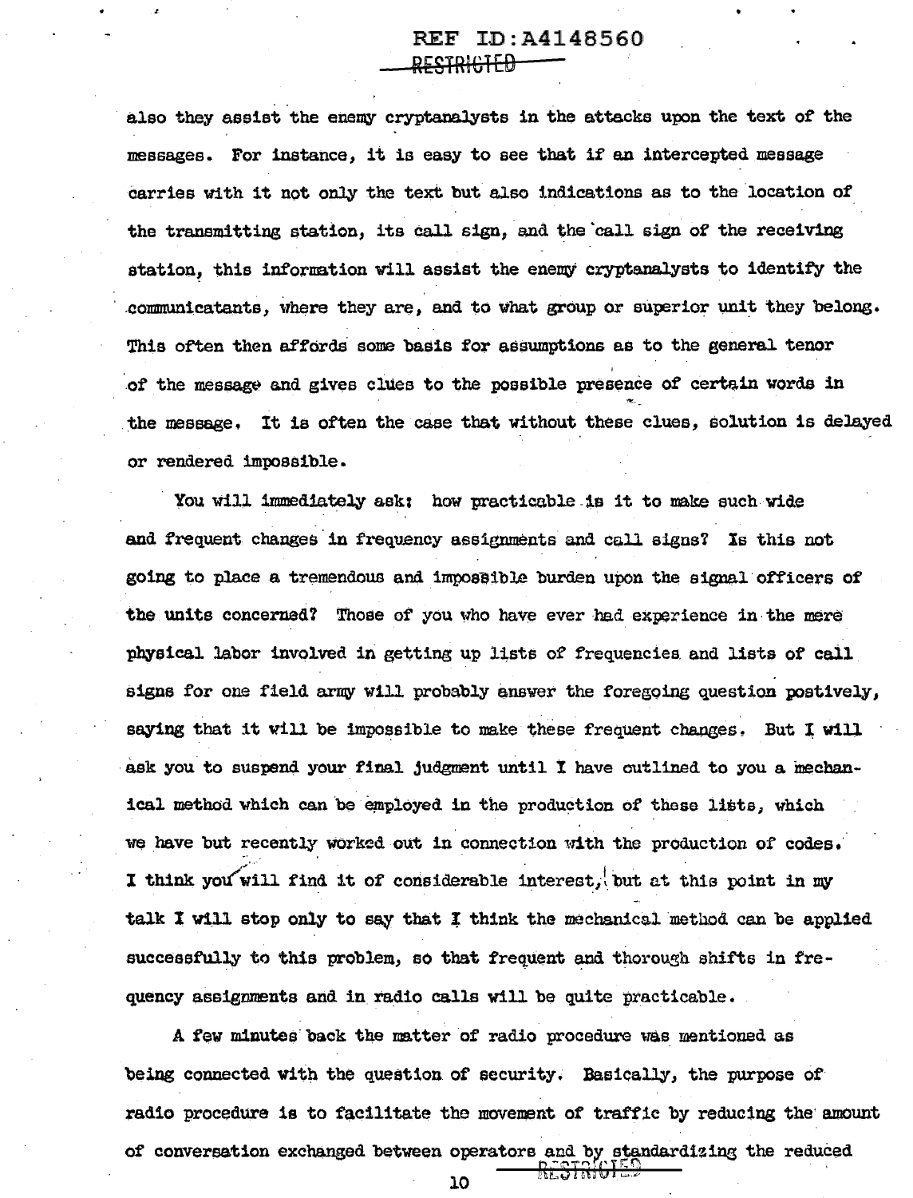also they assist the enemy cryptanalysts in the attacks upon the text of the messages. For instance, it is easy to see that if an intercepted message carries with it not only the text but also indications as to the location of the transmitting station, its call sign, and the call sign of the receiving station, this information will assist the enemy cryptanalysts to identify the communicatants, where they are, and to what group or superior unit they belong. This often then affords some basis for assumptions as to the general tenor of the message and gives clues to the possible presence of certain words in the message. It is often the case that without these clues, solution is delayed or rendered impossible.

You will immediately ask: how practicable is it to make such wide and frequent changes in frequency assignments and call signs? Is this not going to place a tremendous and impossible burden upon the signal officers of the units concerned? Those of you who have ever had experience in the mere physical labor involved in getting up lists of frequencies and lists of call signs for one field army will probably answer the foregoing question postively, saying that it will be impossible to make these frequent changes. But I will ask you to suspend your final judgment until I have outlined to you a mechanical method which can be employed in the production of these lists, which we have but recently worked out in connection with the production of codes. I think you will find it of considerable interest, but at this point in my talk I will stop only to say that I think the mechanical method can be applied successfully to this problem, so that frequent and thorough shifts in frequency assignments and in radio calls will be quite practicable.

A few minutes back the matter of radio procedure was mentioned as being connected with the question of security. Basically, the purpose of radio procedure is to facilitate the movement of traffic by reducing the amount of conversation exchanged between operators and by standardizing the reduced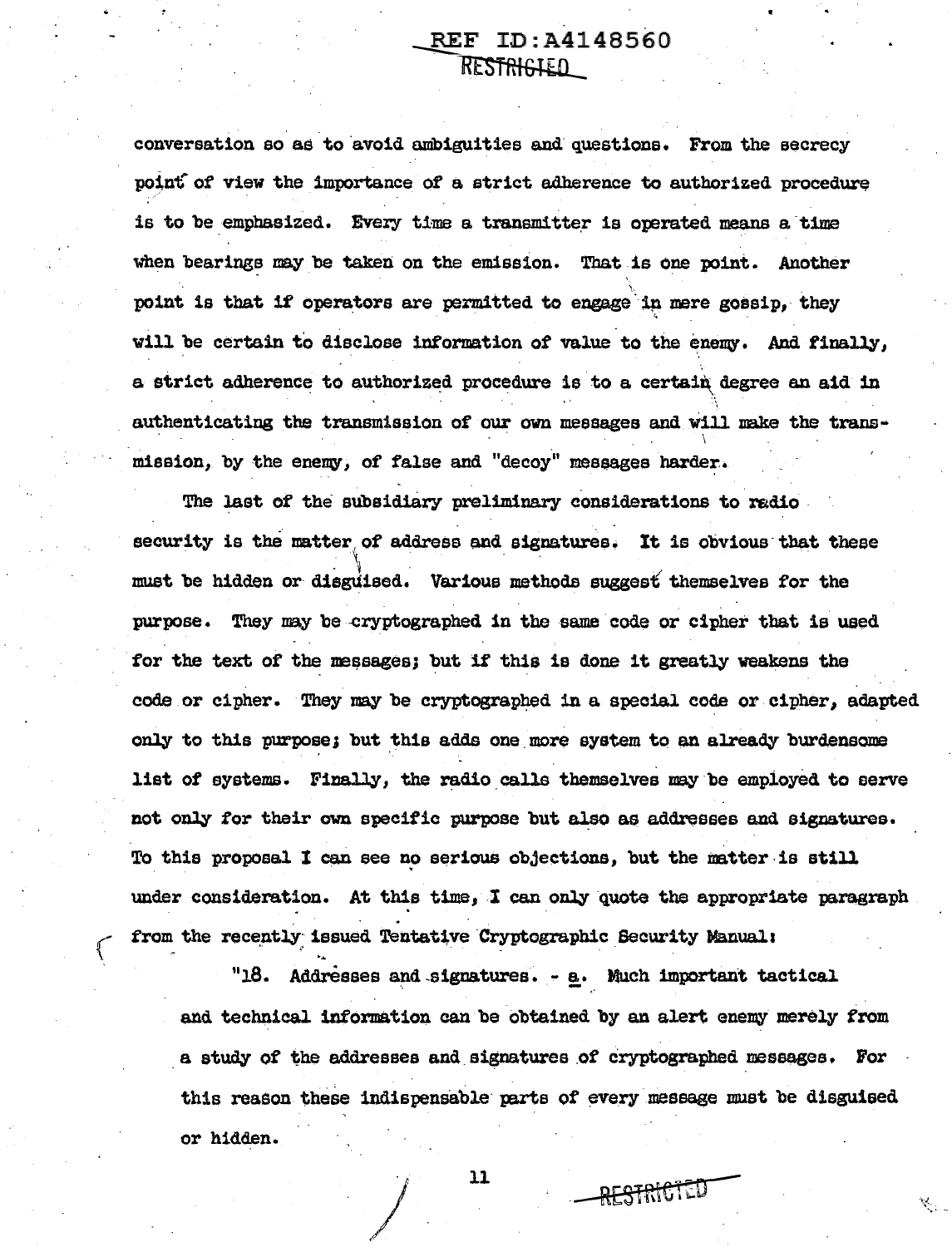conversation so as to avoid ambiguities and questions. From the secrecy point of view the importance of a strict adherence to authorized procedure is to be emphasized. Every time a transmitter is operated means a time when bearings may be taken on the emission. That is one point. Another point is that if operators are permitted to engage in mere gossip, they will be certain to disclose information of value to the enemy. And finally, a strict adherence to authorized procedure is to a certain degree an aid in authenticating the transmission of our own messages and will make the transmission, by the enemy, of false and "decoy" messages harder.

The last of the subsidiary preliminary considerations to radio security is the matter of address and signatures. It is obvious that these must be hidden or disguised. Various methods suggest themselves for the purpose. They may be cryptographed in the same code or cipher that is used for the text of the messages; but if this is done it greatly weakens the code or cipher. They may be cryptographed in a special code or cipher, adapted only to this purpose; but this adds one more system to an already burdensome list of systems. Finally, the radio calls themselves may be employed to serve not only for their own specific purpose but also as addresses and signatures. To this proposal I can see no serious objections, but the matter is still under consideration. At this time, I can only quote the appropriate paragraph from the recently issued Tentative Cryptographic Security Manual:

> "18. Addresses and signatures. - a. Much important tactical and technical information can be obtained by an alert enemy merely from a study of the addresses and signatures of cryptographed messages. For this reason these indispensable parts of every message must be disguised or hidden.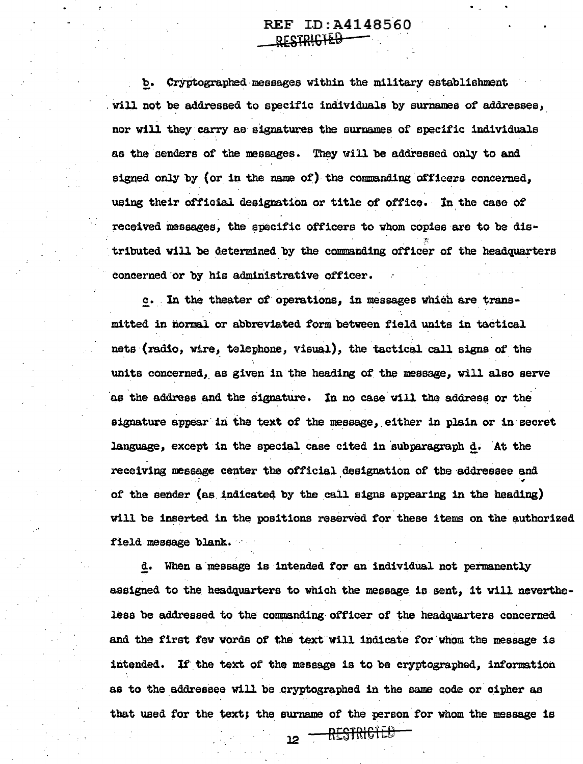b. Cryptographed messages within the military establishment will not be addressed to specific individuals by surnames of addresses, nor will they carry as signatures the surnames of specific individuals as the senders of the messages. They will be addressed only to and signed only by (or in the name of) the commanding officers concerned, using their official designation or title of office. In the case of received messages, the specific officers to whom copies are to be distributed will be determined by the commanding officer of the headquarters concerned or by his administrative officer.

c. In the theater of operations, in messages which are transmitted in normal or abbreviated form between field units in tactical nets (radio, wire, telephone, visual), the tactical call signs of the units concerned, as given in the heading of the message, will also serve as the address and the signature. In no case will the address or the signature appear in the text of the message, either in plain or in secret language, except in the special case cited in subparagraph d. At the receiving message center the official designation of the addressee and of the sender (as indicated by the call signs appearing in the heading) will be inserted in the positions reserved for these items on the authorized field message blank.

d. When a message is intended for an individual not permanently assigned to the headquarters to which the message is sent, it will nevertheless be addressed to the commanding officer of the headquarters concerned and the first few words of the text will indicate for whom the message is intended. If the text of the message is to be cryptographed, information as to the addressee will be cryptographed in the same code or cipher as that used for the text; the surname of the person for whom the message is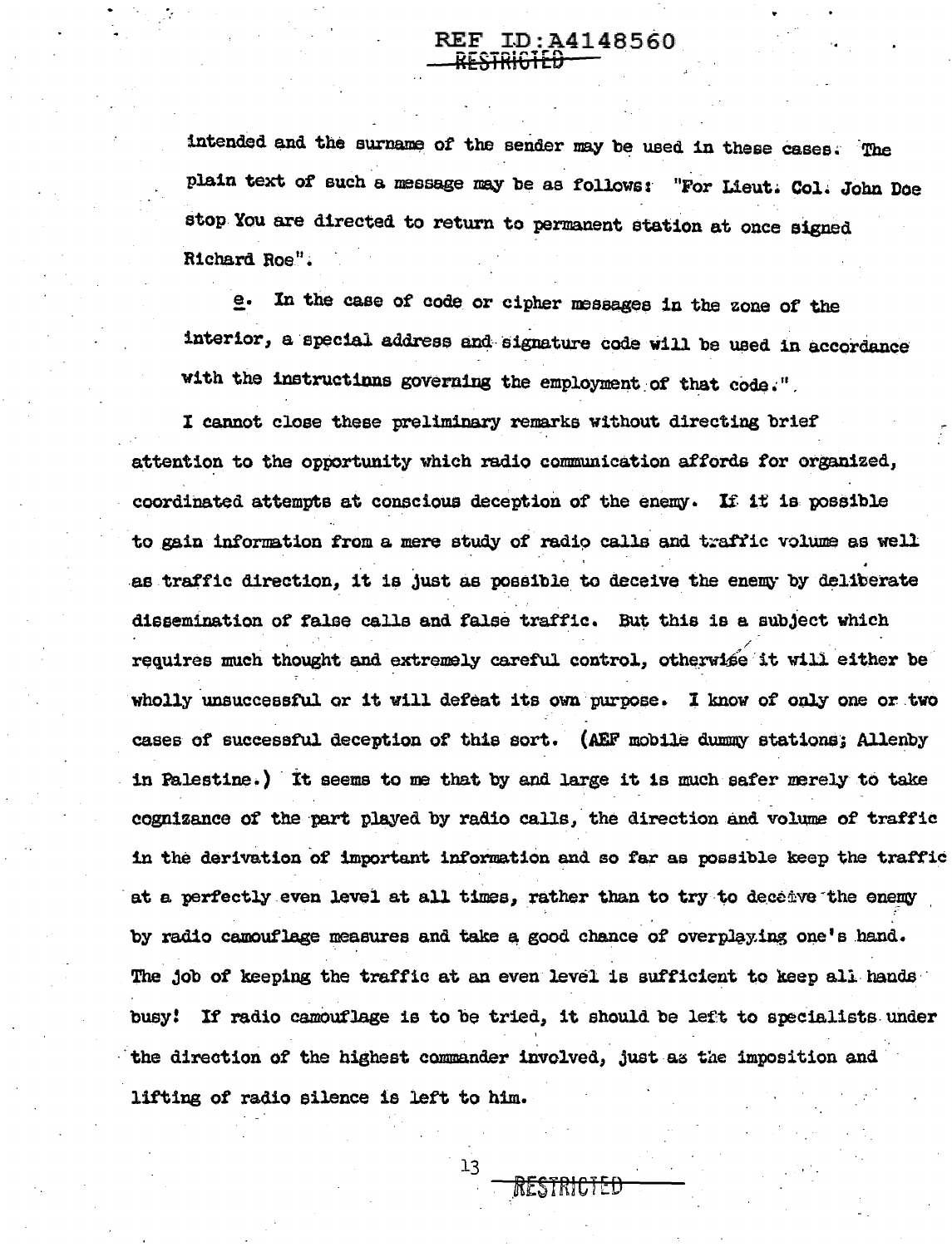intended and the surname of the sender may be used in these cases. The plain text of such a message may be as follows: "For Lieut. Col. John Doe stop You are directed to return to permanent station at once signed Richard Roe".

e. In the case of code or cipher messages in the zone of the interior, a special address and signature code will be used in accordance with the instructions governing the employment of that code.".

I cannot close these preliminary remarks without directing brief attention to the opportunity which radio communication affords for organized, coordinated attempts at conscious deception of the enemy. If it is possible to gain information from a mere study of radio calls and traffic volume as well as traffic direction, it is just as possible to deceive the enemy by deliberate dissemination of false calls and false traffic. But this is a subject which requires much thought and extremely careful control, otherwise it will either be wholly unsuccessful or it will defeat its own purpose. I know of only one or two cases of successful deception of this sort. (AEF mobile dummy stations; Allenby in Palestine.) It seems to me that by and large it is much safer merely to take cognizance of the part played by radio calls, the direction and volume of traffic in the derivation of important information and so far as possible keep the traffic at a perfectly even level at all times, rather than to try to deceive the enemy by radio camouflage measures and take a good chance of overplaying one's hand. The job of keeping the traffic at an even level is sufficient to keep all hands busy! If radio camouflage is to be tried, it should be left to specialists under the direction of the highest commander involved, just as the imposition and lifting of radio silence is left to him.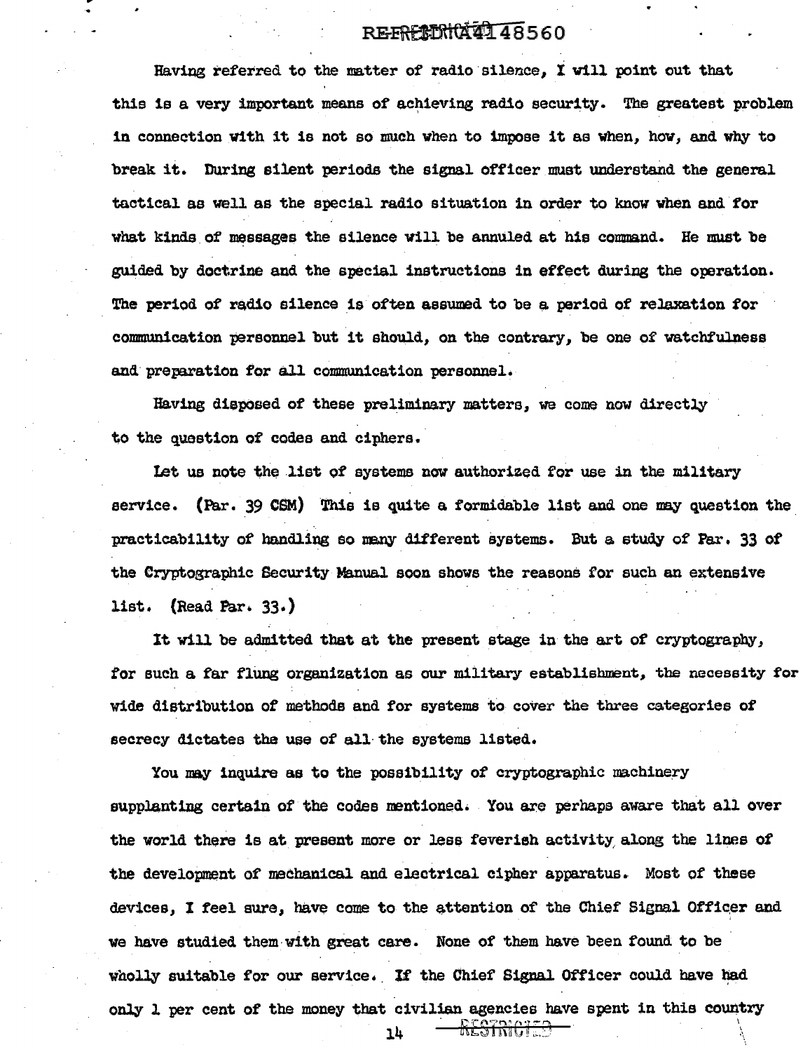Having referred to the matter of radio silence, I will point out that this is a very important means of achieving radio security. The greatest problem in connection with it is not so much when to impose it as when, how, and why to break it. During silent periods the signal officer must understand the general tactical as well as the special radio situation in order to know when and for what kinds of messages the silence will be annuled at his command. He must be guided by doctrine and the special instructions in effect during the operation. The period of radio silence is often assumed to be a period of relaxation for communication personnel but it should, on the contrary, be one of watchfulness and preparation for all communication personnel.

Having disposed of these preliminary matters, we come now directly to the question of codes and ciphers.

Let us note the list of systems now authorized for use in the military service. (Par. 39 CSM) This is quite a formidable list and one may question the practicability of handling so many different systems. But a study of Par. 33 of the Cryptographic Security Manual soon shows the reasons for such an extensive list. (Read Par. 33.)

It will be admitted that at the present stage in the art of cryptography, for such a far flung organization as our military establishment, the necessity for wide distribution of methods and for systems to cover the three categories of secrecy dictates the use of all the systems listed.

You may inquire as to the possibility of cryptographic machinery supplanting certain of the codes mentioned. You are perhaps aware that all over the world there is at present more or less feverish activity along the lines of the development of mechanical and electrical cipher apparatus. Most of these devices, I feel sure, have come to the attention of the Chief Signal Officer and we have studied them with great care. None of them have been found to be wholly suitable for our service. If the Chief Signal Officer could have had only 1 per cent of the money that civilian agencies have spent in this country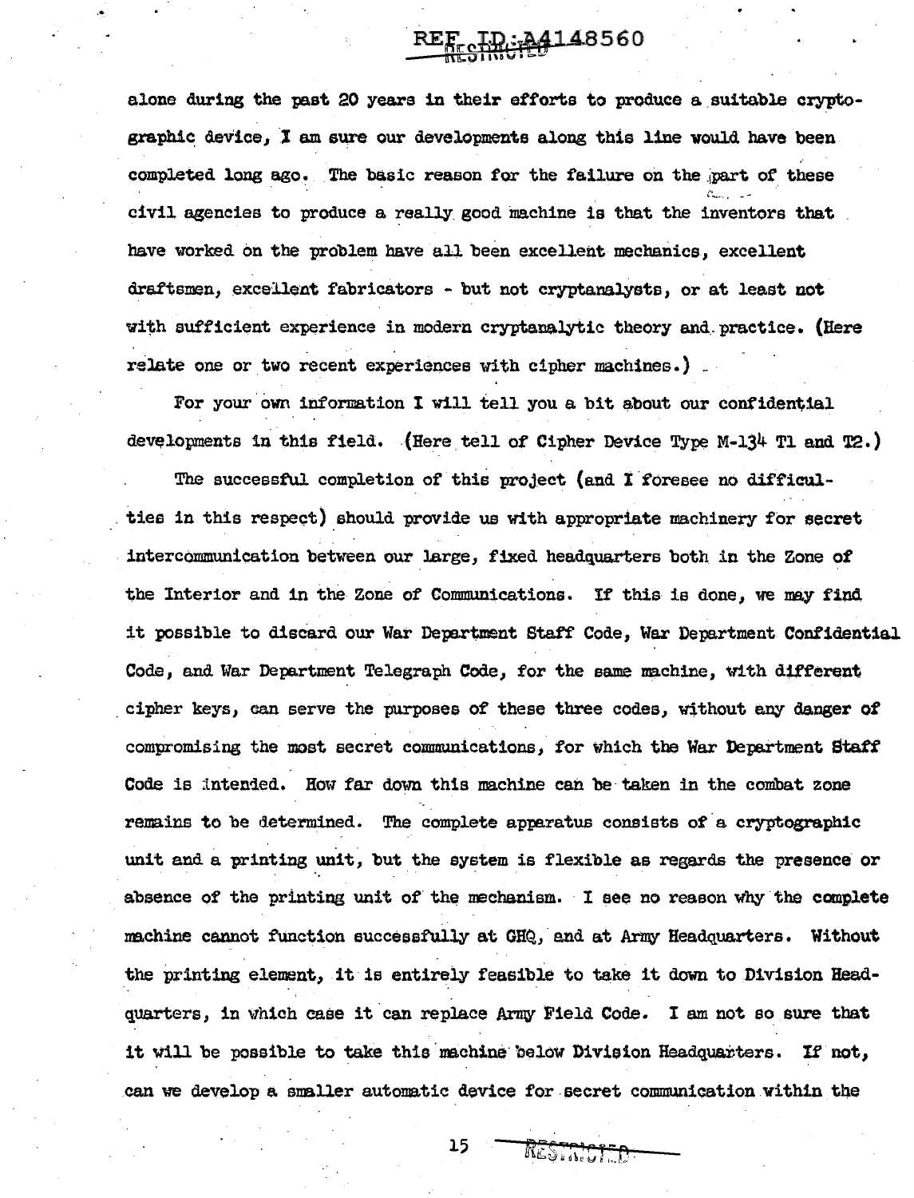alone during the past 20 years in their efforts to produce a suitable cryptographic device, I am sure our developments along this line would have been completed long ago. The basic reason for the failure on the part of these civil agencies to produce a really good machine is that the inventors that have worked on the problem have all been excellent mechanics, excellent draftsmen, excellent fabricators - but not cryptanalysts, or at least not with sufficient experience in modern cryptanalytic theory and practice. (Here relate one or two recent experiences with cipher machines.)

For your own information I will tell you a bit about our confidential developments in this field. (Here tell of Cipher Device Type M-134 T1 and T2.)

The successful completion of this project (and I foresee no difficulties in this respect) should provide us with appropriate machinery for secret intercommunication between our large, fixed headquarters both in the Zone of the Interior and in the Zone of Communications. If this is done, we may find it possible to discard our War Department Staff Code, War Department Confidential Code, and War Department Telegraph Code, for the same machine, with different cipher keys, can serve the purposes of these three codes, without any danger of compromising the most secret communications, for which the War Department Staff Code is intended. How far down this machine can be taken in the combat zone remains to be determined. The complete apparatus consists of a cryptographic unit and a printing unit, but the system is flexible as regards the presence or absence of the printing unit of the mechanism. I see no reason why the complete machine cannot function successfully at GHQ, and at Army Headquarters. Without the printing element, it is entirely feasible to take it down to Division Headquarters, in which case it can replace Army Field Code. I am not so sure that it will be possible to take this machine below Division Headquarters. If not, can we develop a smaller automatic device for secret communication within the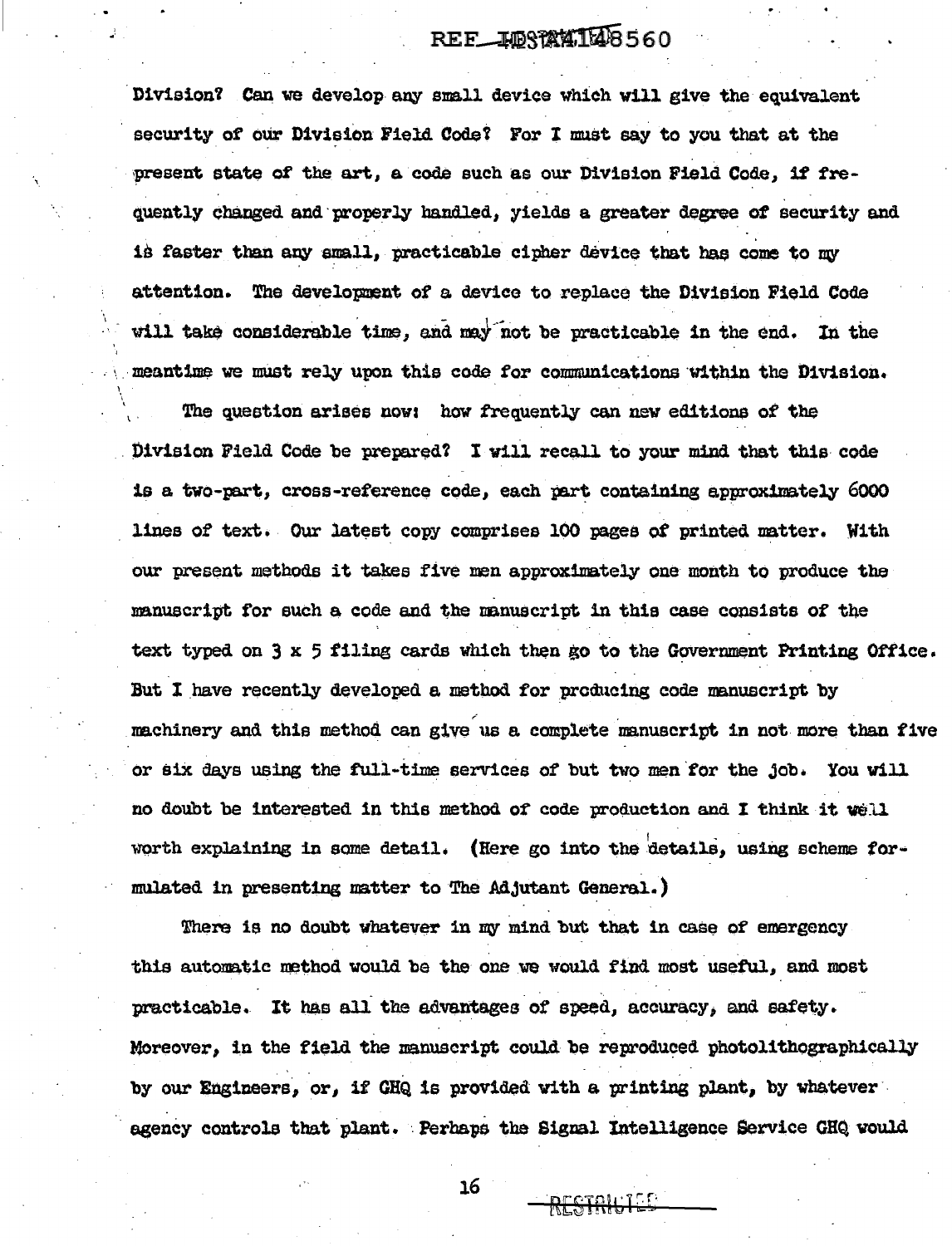Division? Can we develop any small device which will give the equivalent security of our Division Field Code? For I must say to you that at the present state of the art, a code such as our Division Field Code, if frequently changed and properly handled, yields a greater degree of security and is faster than any small, practicable cipher device that has come to my attention. The development of a device to replace the Division Field Code will take considerable time, and may not be practicable in the end. In the meantime we must rely upon this code for communications within the Division.

The question arises now: how frequently can new editions of the Division Field Code be prepared? I will recall to your mind that this code is a two-part, cross-reference code, each part containing approximately 6000 lines of text. Our latest copy comprises 100 pages of printed matter. With our present methods it takes five men approximately one month to produce the manuscript for such a code and the manuscript in this case consists of the text typed on 3 x 5 filing cards which then go to the Government Printing Office. But I have recently developed a method for producing code manuscript by machinery and this method can give us a complete manuscript in not more than five or six days using the full-time services of but two men for the job. You will no doubt be interested in this method of code production and I think it well worth explaining in some detail. (Here go into the details, using scheme formulated in presenting matter to The Adjutant General.)

There is no doubt whatever in my mind but that in case of emergency this automatic method would be the one we would find most useful, and most practicable. It has all the advantages of speed, accuracy, and safety. Moreover, in the field the manuscript could be reproduced photolithographically by our Engineers, or, if GHQ is provided with a printing plant, by whatever agency controls that plant. Perhaps the Signal Intelligence Service GHQ would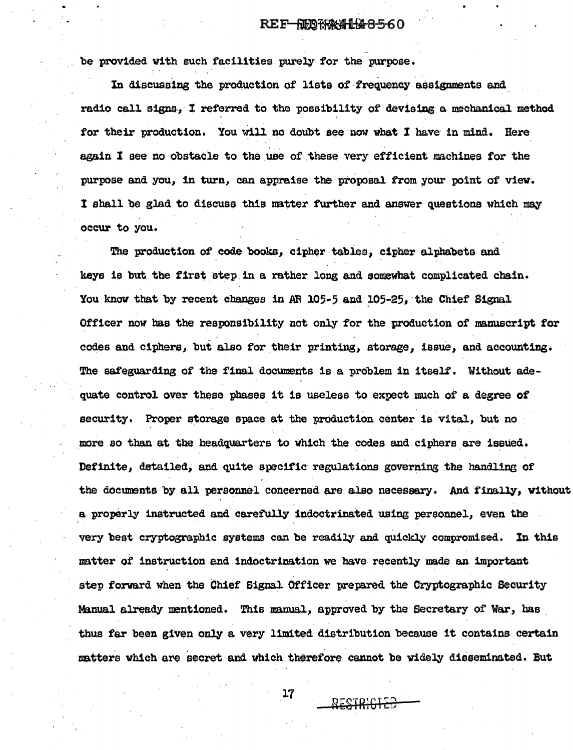be provided with such facilities purely for the purpose.

In discussing the production of lists of frequency assignments and radio call signs, I referred to the possibility of devising a mechanical method for their production. You will no doubt see now what I have in mind. Here again I see no obstacle to the use of these very efficient machines for the purpose and you, in turn, can appraise the proposal from your point of view. I shall be glad to discuss this matter further and answer questions which may occur to you.

The production of code books, cipher tables, cipher alphabets and keys is but the first step in a rather long and somewhat complicated chain. You know that by recent changes in AR 105-5 and 105-25, the Chief Signal Officer now has the responsibility not only for the production of manuscript for codes and ciphers, but also for their printing, storage, issue, and accounting. The safeguarding of the final documents is a problem in itself. Without adequate control over these phases it is useless to expect much of a degree of security. Proper storage space at the production center is vital, but no more so than at the headquarters to which the codes and ciphers are issued. Definite, detailed, and quite specific regulations governing the handling of the documents by all personnel concerned are also necessary. And finally, without a properly instructed and carefully indoctrinated using personnel, even the very best cryptographic systems can be readily and quickly compromised. In this matter of instruction and indoctrination we have recently made an important step forward when the Chief Signal Officer prepared the Cryptographic Security Manual already mentioned. This manual, approved by the Secretary of War, has thus far been given only a very limited distribution because it contains certain matters which are secret and which therefore cannot be widely disseminated. But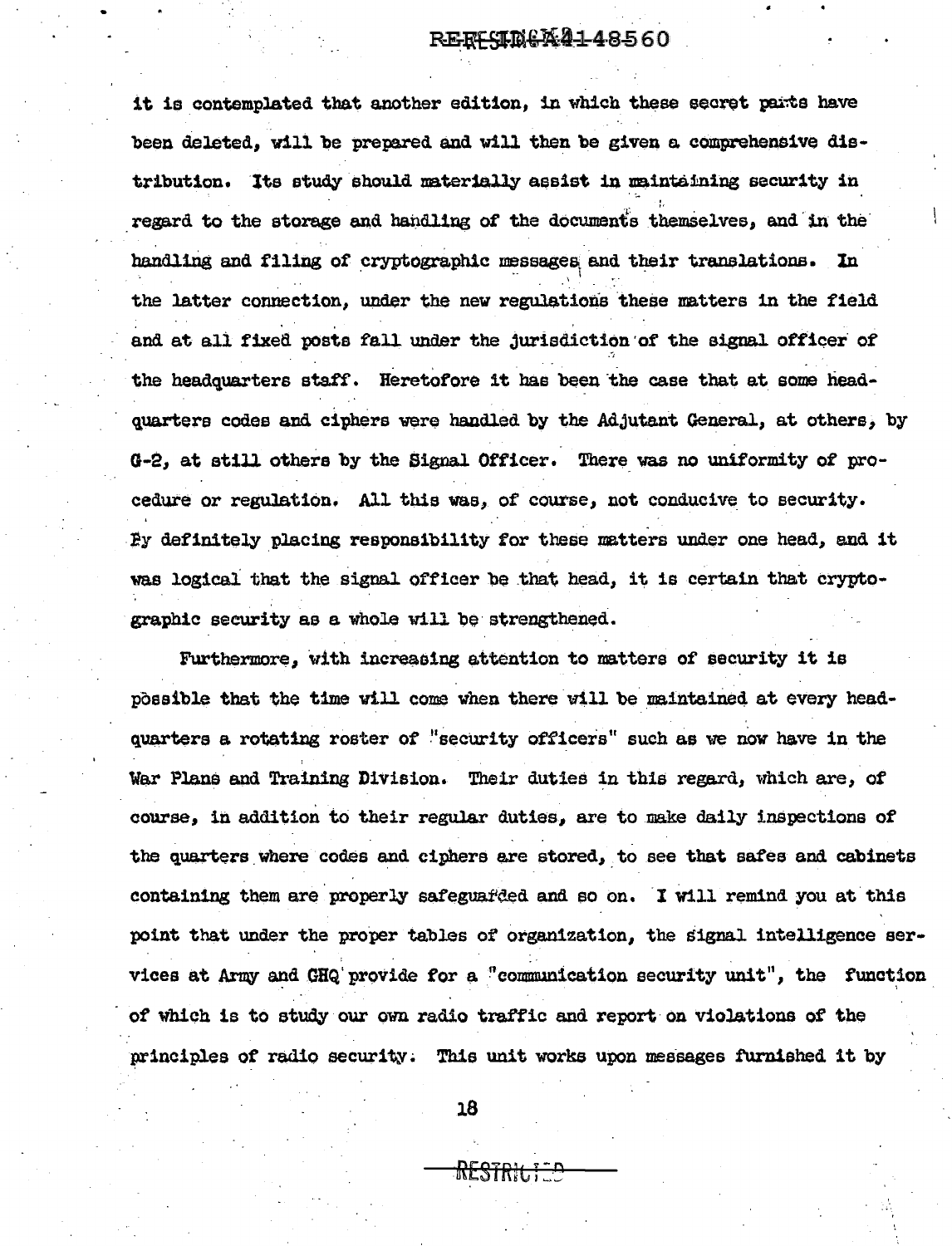it is contemplated that another edition, in which these secret parts have been deleted, will be prepared and will then be given a comprehensive distribution. Its study should materially assist in maintaining security in regard to the storage and handling of the documents themselves, and in the handling and filing of cryptographic messages and their translations. In the latter connection, under the new regulations these matters in the field and at all fixed posts fall under the jurisdiction of the signal officer of the headquarters staff. Heretofore it has been the case that at some headquarters codes and ciphers were handled by the Adjutant General, at others, by G-2, at still others by the Signal Officer. There was no uniformity of procedure or regulation. All this was, of course, not conducive to security. By definitely placing responsibility for these matters under one head, and it was logical that the signal officer be that head, it is certain that cryptographic security as a whole will be strengthened.

Furthermore, with increasing attention to matters of security it is possible that the time will come when there will be maintained at every headquarters a rotating roster of "security officers" such as we now have in the War Plans and Training Division. Their duties in this regard, which are, of course, in addition to their regular duties, are to make daily inspections of the quarters where codes and ciphers are stored, to see that safes and cabinets containing them are properly safeguarded and so on. I will remind you at this point that under the proper tables of organization, the signal intelligence services at Army and GHQ provide for a "communication security unit", the function of which is to study our own radio traffic and report on violations of the principles of radio security. This unit works upon messages furnished it by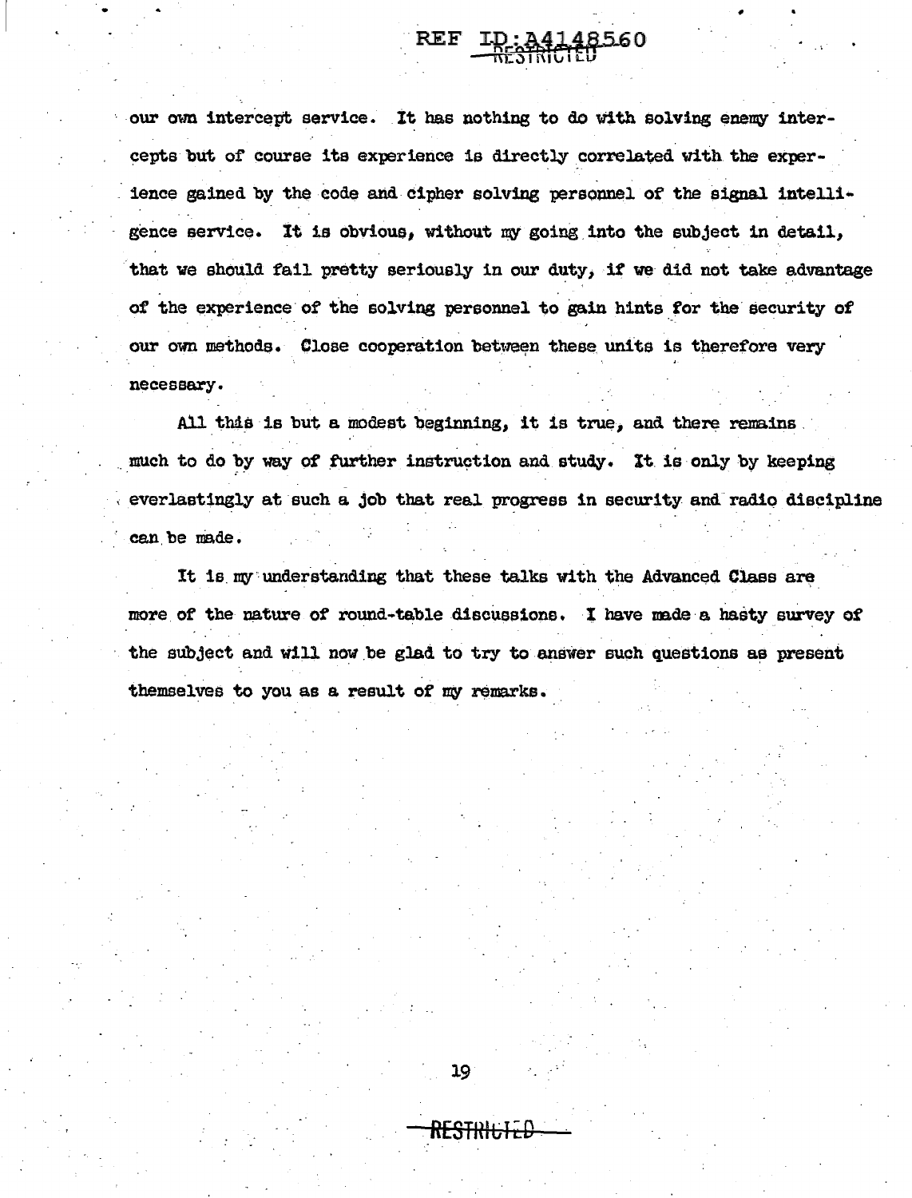our own intercept service. It has nothing to do with solving enemy intercepts but of course its experience is directly correlated with the experience gained by the code and cipher solving personnel of the signal intelligence service. It is obvious, without my going into the subject in detail, that we should fail pretty seriously in our duty, if we did not take advantage of the experience of the solving personnel to gain hints for the security of our own methods. Close cooperation between these units is therefore very necessary.

All this is but a modest beginning, it is true, and there remains much to do by way of further instruction and study. It is only by keeping everlastingly at such a job that real progress in security and radio discipline can be made.

It is my understanding that these talks with the Advanced Class are more of the nature of round-table discussions. I have made a hasty survey of the subject and will now be glad to try to answer such questions as present themselves to you as a result of my remarks.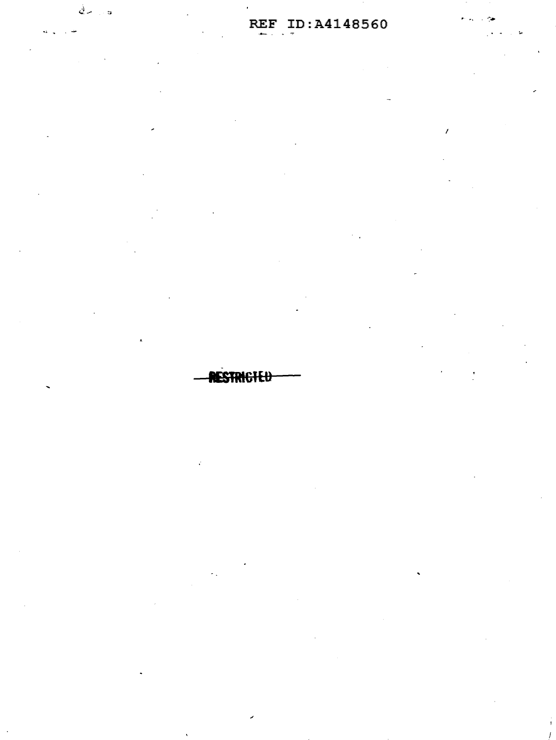~~RESTRICTED~~